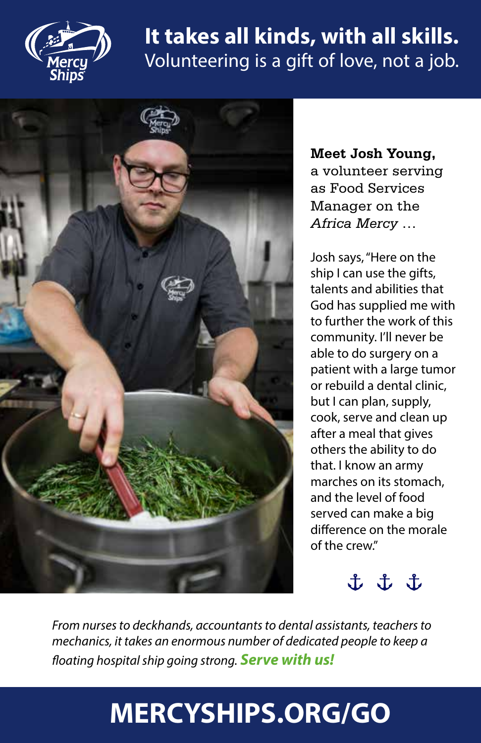# It takes all kinds, with all skills.

Volunteering is a gift of love, not a job.

**Meet Josh Young,** a volunteer serving as Food Services Manager on the *Africa Mercy* …

Josh says, "Here on the ship I can use the gifts, talents and abilities that God has supplied me with to further the work of this community. I'll never be able to do surgery on a patient with a large tumor or rebuild a dental clinic, but I can plan, supply, cook, serve and clean up after a meal that gives others the ability to do that. I know an army marches on its stomach, and the level of food served can make a big difference on the morale of the crew."

⚓ ⚓ ⚓

*From nurses to deckhands, accountants to dental assistants, teachers to mechanics, it takes an enormous number of dedicated people to keep a floating hospital ship going strong.* ***Serve with us!***

**MERCYSHIPS.ORG/GO**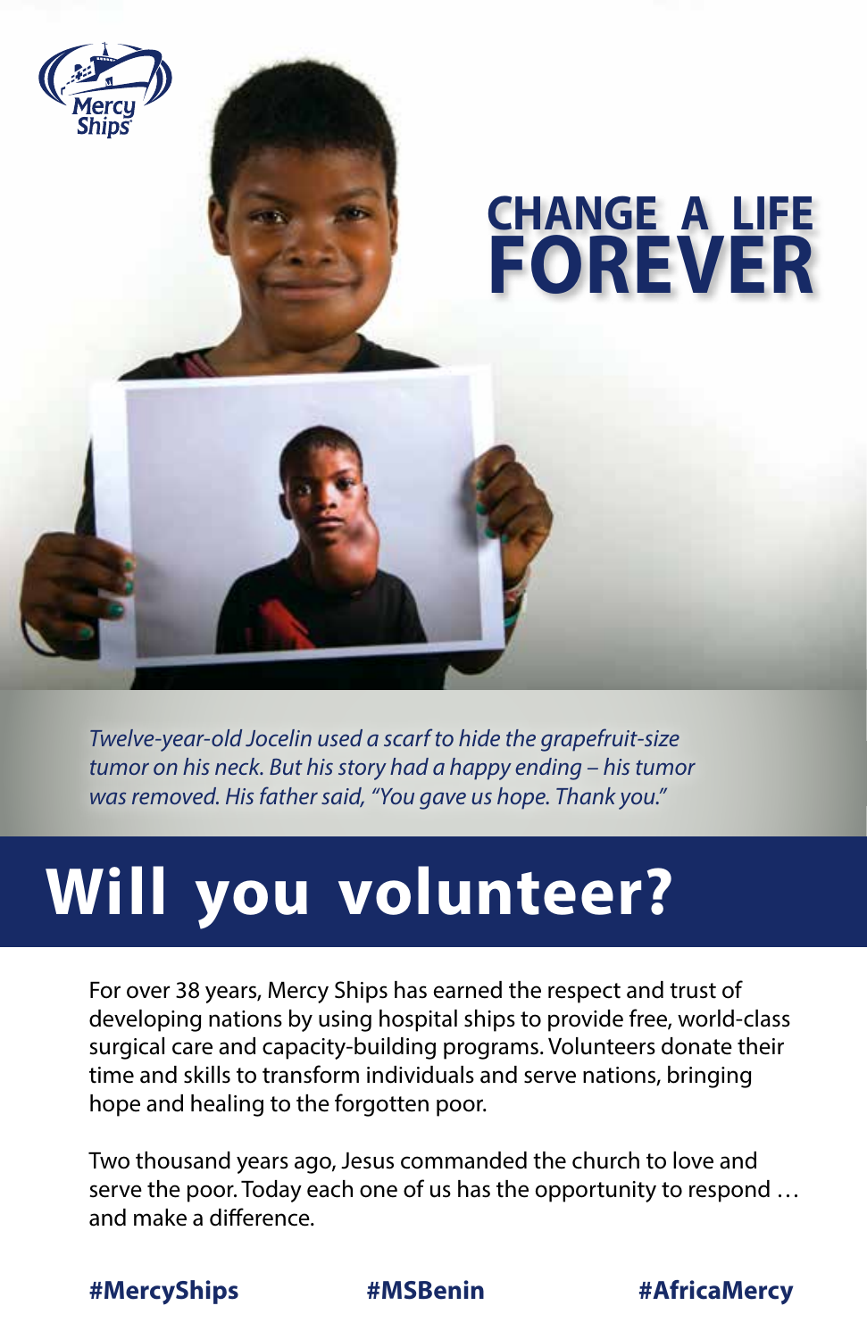Mercy Ships

# CHANGE A LIFE FOREVER

*Twelve-year-old Jocelin used a scarf to hide the grapefruit-size tumor on his neck. But his story had a happy ending – his tumor was removed. His father said, "You gave us hope. Thank you."*

# Will you volunteer?

For over 38 years, Mercy Ships has earned the respect and trust of developing nations by using hospital ships to provide free, world-class surgical care and capacity-building programs. Volunteers donate their time and skills to transform individuals and serve nations, bringing hope and healing to the forgotten poor.

Two thousand years ago, Jesus commanded the church to love and serve the poor. Today each one of us has the opportunity to respond … and make a difference.

**#MercyShips** **#MSBenin** **#AfricaMercy**